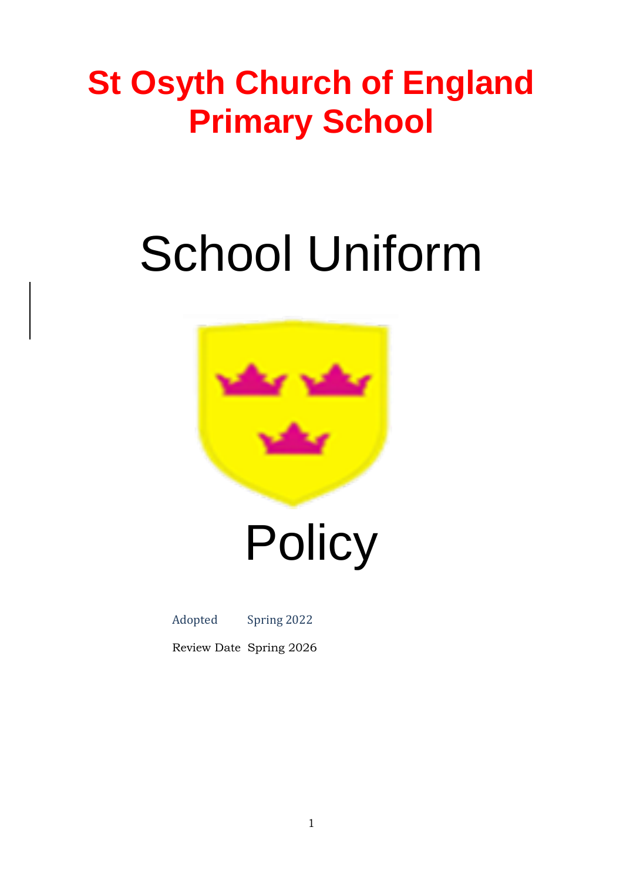# St Osyth Church of England Primary School

# School Uniform

# Policy

| Adopted | Spring 2022 |
| --- | --- |
| Review Date | Spring 2026 |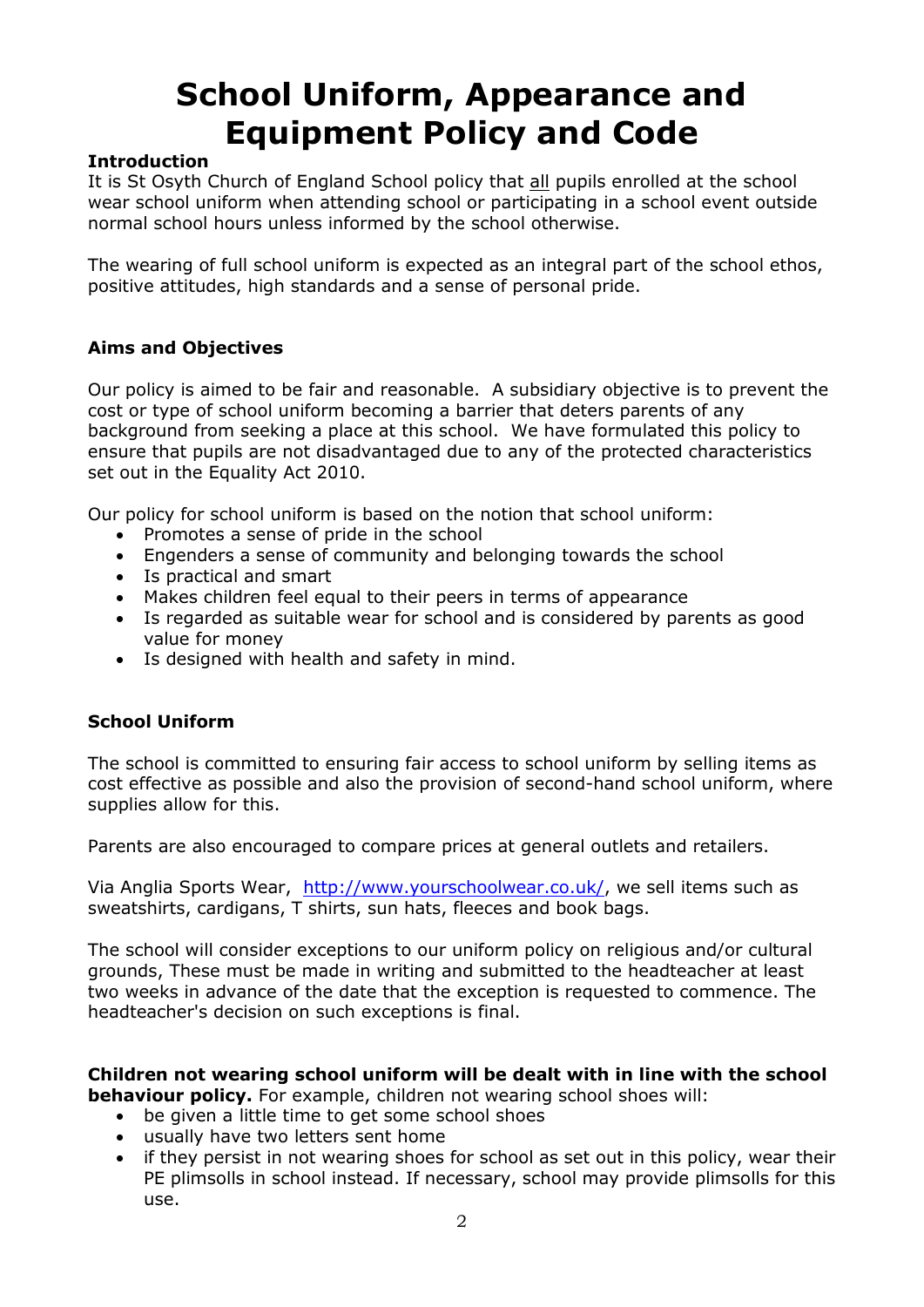# School Uniform, Appearance and Equipment Policy and Code

**Introduction**

It is St Osyth Church of England School policy that all pupils enrolled at the school wear school uniform when attending school or participating in a school event outside normal school hours unless informed by the school otherwise.

The wearing of full school uniform is expected as an integral part of the school ethos, positive attitudes, high standards and a sense of personal pride.

**Aims and Objectives**

Our policy is aimed to be fair and reasonable. A subsidiary objective is to prevent the cost or type of school uniform becoming a barrier that deters parents of any background from seeking a place at this school. We have formulated this policy to ensure that pupils are not disadvantaged due to any of the protected characteristics set out in the Equality Act 2010.

Our policy for school uniform is based on the notion that school uniform:

- Promotes a sense of pride in the school
- Engenders a sense of community and belonging towards the school
- Is practical and smart
- Makes children feel equal to their peers in terms of appearance
- Is regarded as suitable wear for school and is considered by parents as good value for money
- Is designed with health and safety in mind.

**School Uniform**

The school is committed to ensuring fair access to school uniform by selling items as cost effective as possible and also the provision of second-hand school uniform, where supplies allow for this.

Parents are also encouraged to compare prices at general outlets and retailers.

Via Anglia Sports Wear, http://www.yourschoolwear.co.uk/, we sell items such as sweatshirts, cardigans, T shirts, sun hats, fleeces and book bags.

The school will consider exceptions to our uniform policy on religious and/or cultural grounds, These must be made in writing and submitted to the headteacher at least two weeks in advance of the date that the exception is requested to commence. The headteacher's decision on such exceptions is final.

**Children not wearing school uniform will be dealt with in line with the school behaviour policy.** For example, children not wearing school shoes will:

- be given a little time to get some school shoes
- usually have two letters sent home
- if they persist in not wearing shoes for school as set out in this policy, wear their PE plimsolls in school instead. If necessary, school may provide plimsolls for this use.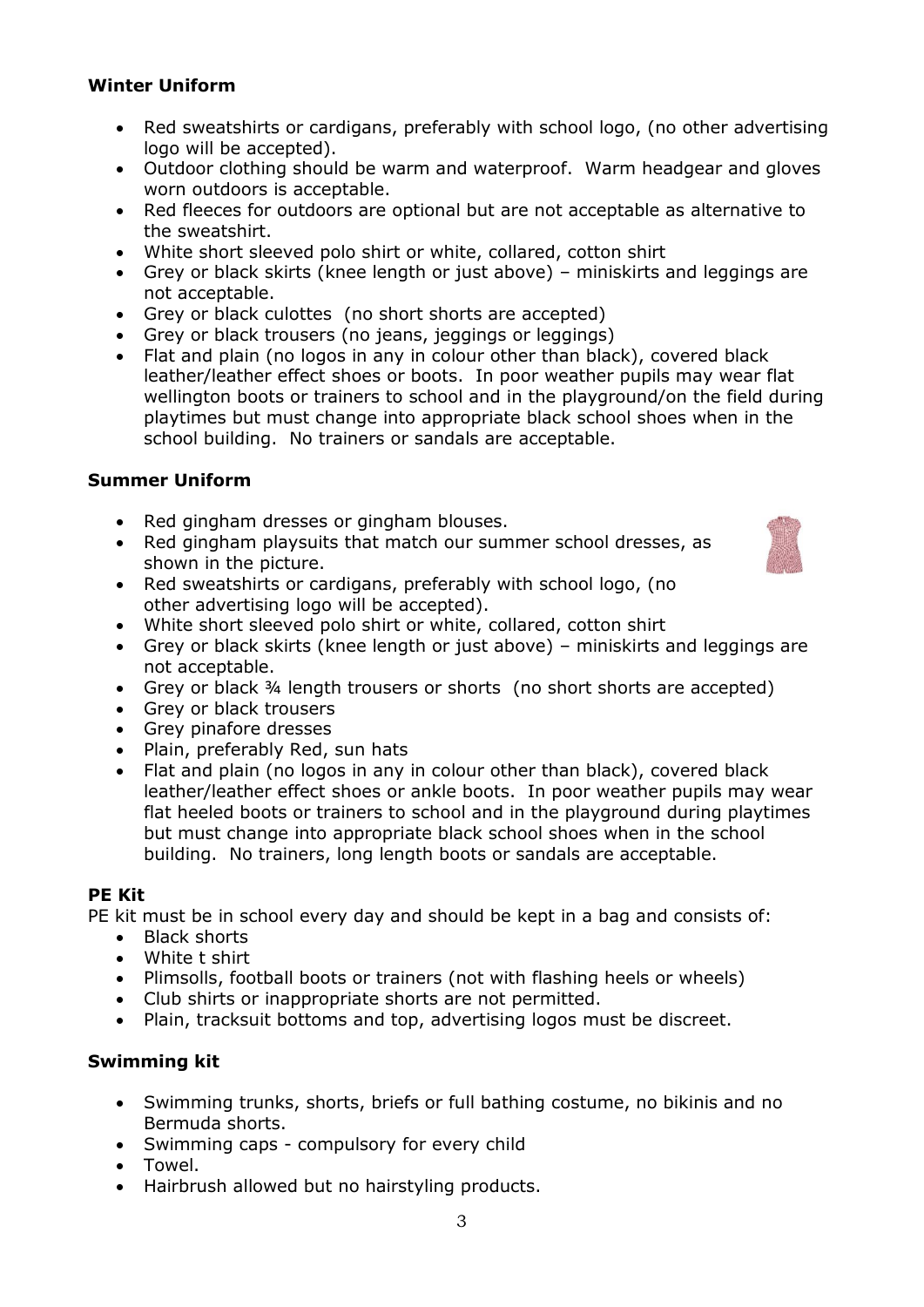### Winter Uniform

- Red sweatshirts or cardigans, preferably with school logo, (no other advertising logo will be accepted).
- Outdoor clothing should be warm and waterproof. Warm headgear and gloves worn outdoors is acceptable.
- Red fleeces for outdoors are optional but are not acceptable as alternative to the sweatshirt.
- White short sleeved polo shirt or white, collared, cotton shirt
- Grey or black skirts (knee length or just above) – miniskirts and leggings are not acceptable.
- Grey or black culottes (no short shorts are accepted)
- Grey or black trousers (no jeans, jeggings or leggings)
- Flat and plain (no logos in any in colour other than black), covered black leather/leather effect shoes or boots. In poor weather pupils may wear flat wellington boots or trainers to school and in the playground/on the field during playtimes but must change into appropriate black school shoes when in the school building. No trainers or sandals are acceptable.

### Summer Uniform

- Red gingham dresses or gingham blouses.
- Red gingham playsuits that match our summer school dresses, as shown in the picture.
- Red sweatshirts or cardigans, preferably with school logo, (no other advertising logo will be accepted).
- White short sleeved polo shirt or white, collared, cotton shirt
- Grey or black skirts (knee length or just above) – miniskirts and leggings are not acceptable.
- Grey or black ¾ length trousers or shorts (no short shorts are accepted)
- Grey or black trousers
- Grey pinafore dresses
- Plain, preferably Red, sun hats
- Flat and plain (no logos in any in colour other than black), covered black leather/leather effect shoes or ankle boots. In poor weather pupils may wear flat heeled boots or trainers to school and in the playground during playtimes but must change into appropriate black school shoes when in the school building. No trainers, long length boots or sandals are acceptable.

### PE Kit

PE kit must be in school every day and should be kept in a bag and consists of:

- Black shorts
- White t shirt
- Plimsolls, football boots or trainers (not with flashing heels or wheels)
- Club shirts or inappropriate shorts are not permitted.
- Plain, tracksuit bottoms and top, advertising logos must be discreet.

### Swimming kit

- Swimming trunks, shorts, briefs or full bathing costume, no bikinis and no Bermuda shorts.
- Swimming caps - compulsory for every child
- Towel.
- Hairbrush allowed but no hairstyling products.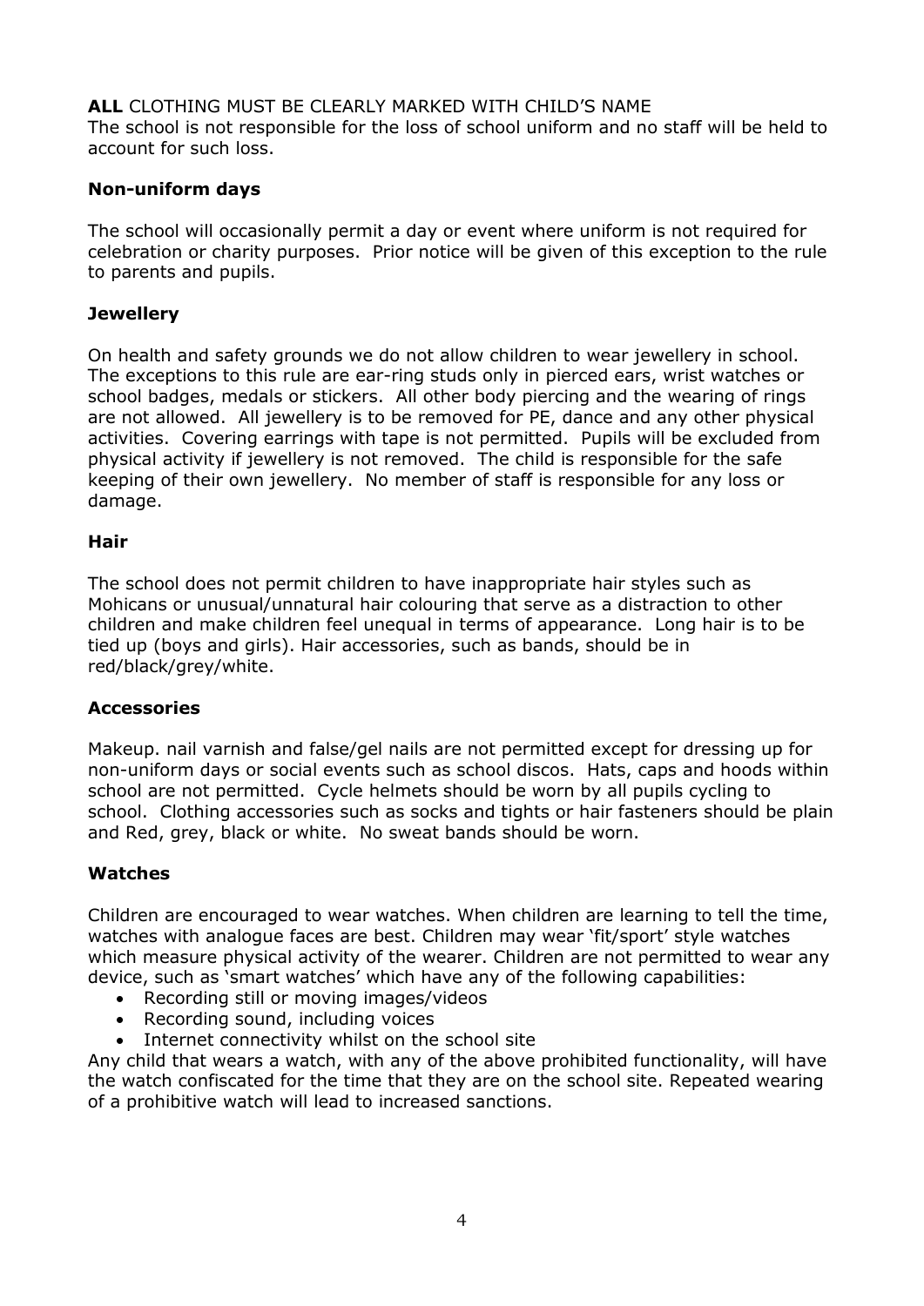**ALL** CLOTHING MUST BE CLEARLY MARKED WITH CHILD'S NAME
The school is not responsible for the loss of school uniform and no staff will be held to account for such loss.

### Non-uniform days

The school will occasionally permit a day or event where uniform is not required for celebration or charity purposes. Prior notice will be given of this exception to the rule to parents and pupils.

### Jewellery

On health and safety grounds we do not allow children to wear jewellery in school. The exceptions to this rule are ear-ring studs only in pierced ears, wrist watches or school badges, medals or stickers. All other body piercing and the wearing of rings are not allowed. All jewellery is to be removed for PE, dance and any other physical activities. Covering earrings with tape is not permitted. Pupils will be excluded from physical activity if jewellery is not removed. The child is responsible for the safe keeping of their own jewellery. No member of staff is responsible for any loss or damage.

### Hair

The school does not permit children to have inappropriate hair styles such as Mohicans or unusual/unnatural hair colouring that serve as a distraction to other children and make children feel unequal in terms of appearance. Long hair is to be tied up (boys and girls). Hair accessories, such as bands, should be in red/black/grey/white.

### Accessories

Makeup. nail varnish and false/gel nails are not permitted except for dressing up for non-uniform days or social events such as school discos. Hats, caps and hoods within school are not permitted. Cycle helmets should be worn by all pupils cycling to school. Clothing accessories such as socks and tights or hair fasteners should be plain and Red, grey, black or white. No sweat bands should be worn.

### Watches

Children are encouraged to wear watches. When children are learning to tell the time, watches with analogue faces are best. Children may wear 'fit/sport' style watches which measure physical activity of the wearer. Children are not permitted to wear any device, such as 'smart watches' which have any of the following capabilities:

- Recording still or moving images/videos
- Recording sound, including voices
- Internet connectivity whilst on the school site

Any child that wears a watch, with any of the above prohibited functionality, will have the watch confiscated for the time that they are on the school site. Repeated wearing of a prohibitive watch will lead to increased sanctions.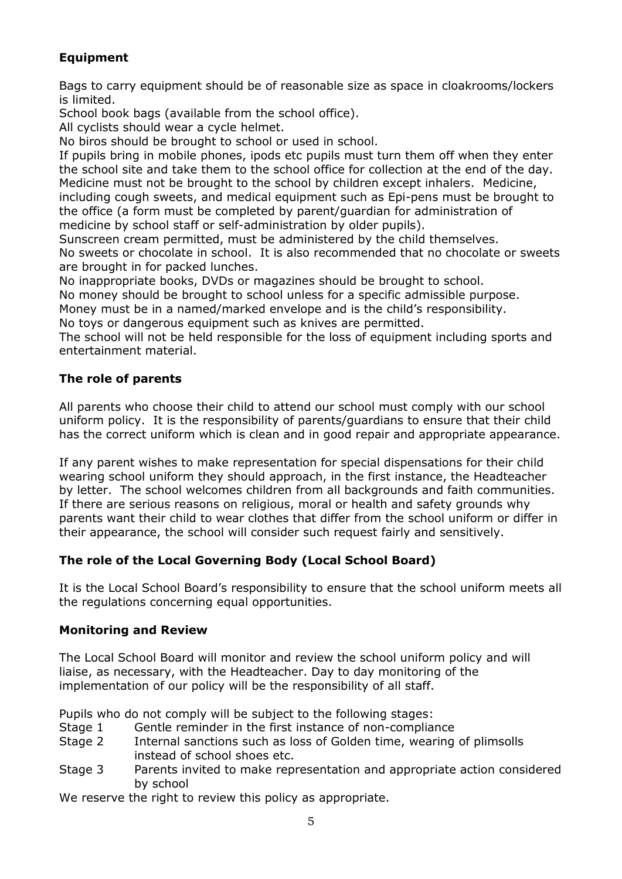## Equipment

Bags to carry equipment should be of reasonable size as space in cloakrooms/lockers is limited.
School book bags (available from the school office).
All cyclists should wear a cycle helmet.
No biros should be brought to school or used in school.
If pupils bring in mobile phones, ipods etc pupils must turn them off when they enter the school site and take them to the school office for collection at the end of the day.
Medicine must not be brought to the school by children except inhalers. Medicine, including cough sweets, and medical equipment such as Epi-pens must be brought to the office (a form must be completed by parent/guardian for administration of medicine by school staff or self-administration by older pupils).
Sunscreen cream permitted, must be administered by the child themselves.
No sweets or chocolate in school. It is also recommended that no chocolate or sweets are brought in for packed lunches.
No inappropriate books, DVDs or magazines should be brought to school.
No money should be brought to school unless for a specific admissible purpose.
Money must be in a named/marked envelope and is the child's responsibility.
No toys or dangerous equipment such as knives are permitted.
The school will not be held responsible for the loss of equipment including sports and entertainment material.

## The role of parents

All parents who choose their child to attend our school must comply with our school uniform policy. It is the responsibility of parents/guardians to ensure that their child has the correct uniform which is clean and in good repair and appropriate appearance.

If any parent wishes to make representation for special dispensations for their child wearing school uniform they should approach, in the first instance, the Headteacher by letter. The school welcomes children from all backgrounds and faith communities. If there are serious reasons on religious, moral or health and safety grounds why parents want their child to wear clothes that differ from the school uniform or differ in their appearance, the school will consider such request fairly and sensitively.

## The role of the Local Governing Body (Local School Board)

It is the Local School Board's responsibility to ensure that the school uniform meets all the regulations concerning equal opportunities.

## Monitoring and Review

The Local School Board will monitor and review the school uniform policy and will liaise, as necessary, with the Headteacher. Day to day monitoring of the implementation of our policy will be the responsibility of all staff.

Pupils who do not comply will be subject to the following stages:

- Stage 1 Gentle reminder in the first instance of non-compliance
- Stage 2 Internal sanctions such as loss of Golden time, wearing of plimsolls instead of school shoes etc.
- Stage 3 Parents invited to make representation and appropriate action considered by school

We reserve the right to review this policy as appropriate.